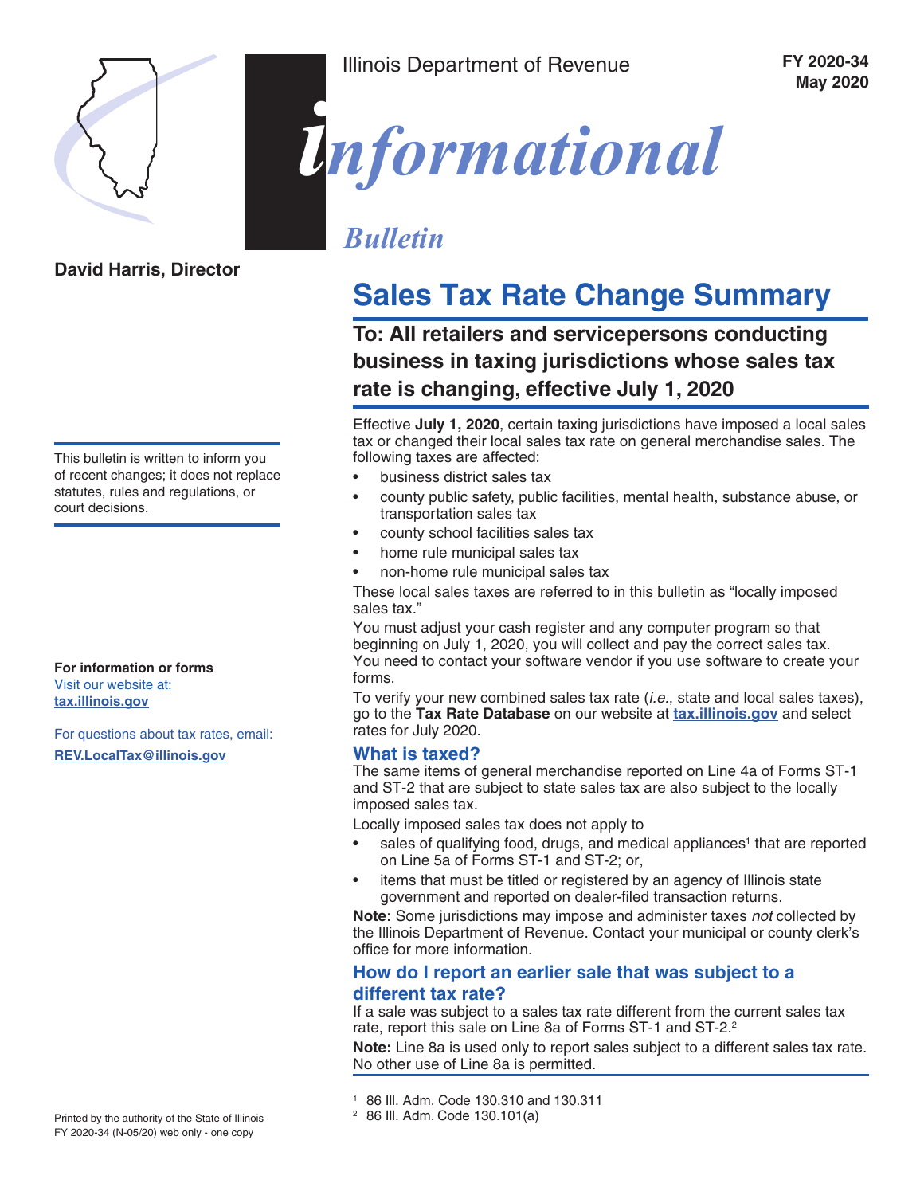Illinois Department of Revenue

**FY 2020-34**
**May 2020**

# *informational* *Bulletin*

**David Harris, Director**

This bulletin is written to inform you of recent changes; it does not replace statutes, rules and regulations, or court decisions.

**For information or forms**
Visit our website at:
**tax.illinois.gov**

For questions about tax rates, email:
**REV.LocalTax@illinois.gov**

## Sales Tax Rate Change Summary

### To: All retailers and servicepersons conducting business in taxing jurisdictions whose sales tax rate is changing, effective July 1, 2020

Effective **July 1, 2020**, certain taxing jurisdictions have imposed a local sales tax or changed their local sales tax rate on general merchandise sales. The following taxes are affected:

- business district sales tax
- county public safety, public facilities, mental health, substance abuse, or transportation sales tax
- county school facilities sales tax
- home rule municipal sales tax
- non-home rule municipal sales tax

These local sales taxes are referred to in this bulletin as "locally imposed sales tax."

You must adjust your cash register and any computer program so that beginning on July 1, 2020, you will collect and pay the correct sales tax. You need to contact your software vendor if you use software to create your forms.

To verify your new combined sales tax rate (*i.e.*, state and local sales taxes), go to the **Tax Rate Database** on our website at **tax.illinois.gov** and select rates for July 2020.

### What is taxed?

The same items of general merchandise reported on Line 4a of Forms ST-1 and ST-2 that are subject to state sales tax are also subject to the locally imposed sales tax.

Locally imposed sales tax does not apply to

- sales of qualifying food, drugs, and medical appliances[1] that are reported on Line 5a of Forms ST-1 and ST-2; or,
- items that must be titled or registered by an agency of Illinois state government and reported on dealer-filed transaction returns.

**Note:** Some jurisdictions may impose and administer taxes *not* collected by the Illinois Department of Revenue. Contact your municipal or county clerk's office for more information.

### How do I report an earlier sale that was subject to a different tax rate?

If a sale was subject to a sales tax rate different from the current sales tax rate, report this sale on Line 8a of Forms ST-1 and ST-2.[2]

**Note:** Line 8a is used only to report sales subject to a different sales tax rate. No other use of Line 8a is permitted.

[1] 86 Ill. Adm. Code 130.310 and 130.311
[2] 86 Ill. Adm. Code 130.101(a)

Printed by the authority of the State of Illinois
FY 2020-34 (N-05/20) web only - one copy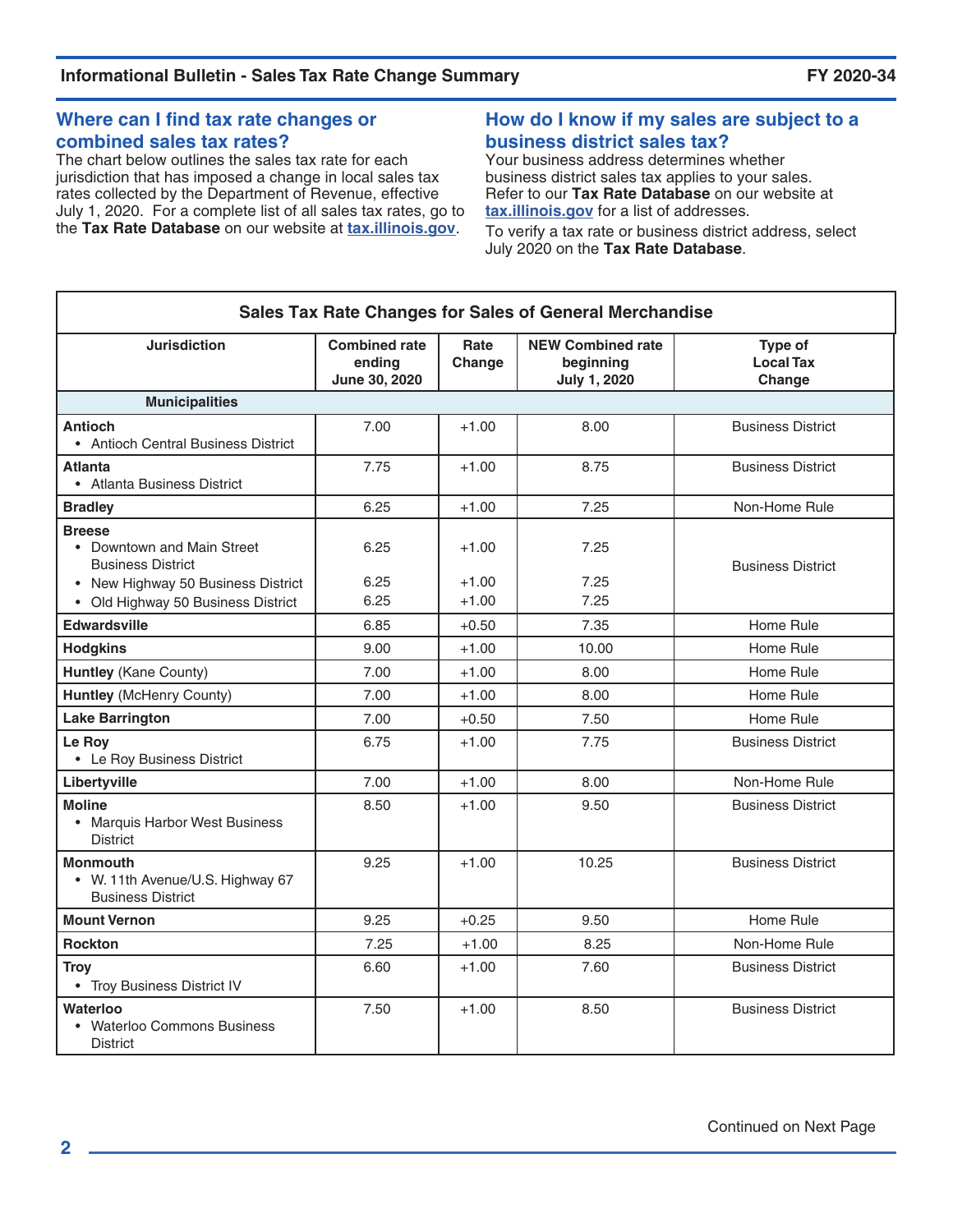## Where can I find tax rate changes or combined sales tax rates?

The chart below outlines the sales tax rate for each jurisdiction that has imposed a change in local sales tax rates collected by the Department of Revenue, effective July 1, 2020. For a complete list of all sales tax rates, go to the **Tax Rate Database** on our website at **tax.illinois.gov**.

## How do I know if my sales are subject to a business district sales tax?

Your business address determines whether business district sales tax applies to your sales. Refer to our **Tax Rate Database** on our website at **tax.illinois.gov** for a list of addresses.

To verify a tax rate or business district address, select July 2020 on the **Tax Rate Database**.

**Sales Tax Rate Changes for Sales of General Merchandise**

| Jurisdiction | Combined rate ending June 30, 2020 | Rate Change | NEW Combined rate beginning July 1, 2020 | Type of Local Tax Change |
|---|---|---|---|---|
| **Municipalities** | | | | |
| **Antioch**<br>• Antioch Central Business District | 7.00 | +1.00 | 8.00 | Business District |
| **Atlanta**<br>• Atlanta Business District | 7.75 | +1.00 | 8.75 | Business District |
| **Bradley** | 6.25 | +1.00 | 7.25 | Non-Home Rule |
| **Breese**<br>• Downtown and Main Street Business District | 6.25 | +1.00 | 7.25 | Business District |
| • New Highway 50 Business District | 6.25 | +1.00 | 7.25 | Business District |
| • Old Highway 50 Business District | 6.25 | +1.00 | 7.25 | Business District |
| **Edwardsville** | 6.85 | +0.50 | 7.35 | Home Rule |
| **Hodgkins** | 9.00 | +1.00 | 10.00 | Home Rule |
| **Huntley** (Kane County) | 7.00 | +1.00 | 8.00 | Home Rule |
| **Huntley** (McHenry County) | 7.00 | +1.00 | 8.00 | Home Rule |
| **Lake Barrington** | 7.00 | +0.50 | 7.50 | Home Rule |
| **Le Roy**<br>• Le Roy Business District | 6.75 | +1.00 | 7.75 | Business District |
| **Libertyville** | 7.00 | +1.00 | 8.00 | Non-Home Rule |
| **Moline**<br>• Marquis Harbor West Business District | 8.50 | +1.00 | 9.50 | Business District |
| **Monmouth**<br>• W. 11th Avenue/U.S. Highway 67 Business District | 9.25 | +1.00 | 10.25 | Business District |
| **Mount Vernon** | 9.25 | +0.25 | 9.50 | Home Rule |
| **Rockton** | 7.25 | +1.00 | 8.25 | Non-Home Rule |
| **Troy**<br>• Troy Business District IV | 6.60 | +1.00 | 7.60 | Business District |
| **Waterloo**<br>• Waterloo Commons Business District | 7.50 | +1.00 | 8.50 | Business District |

Continued on Next Page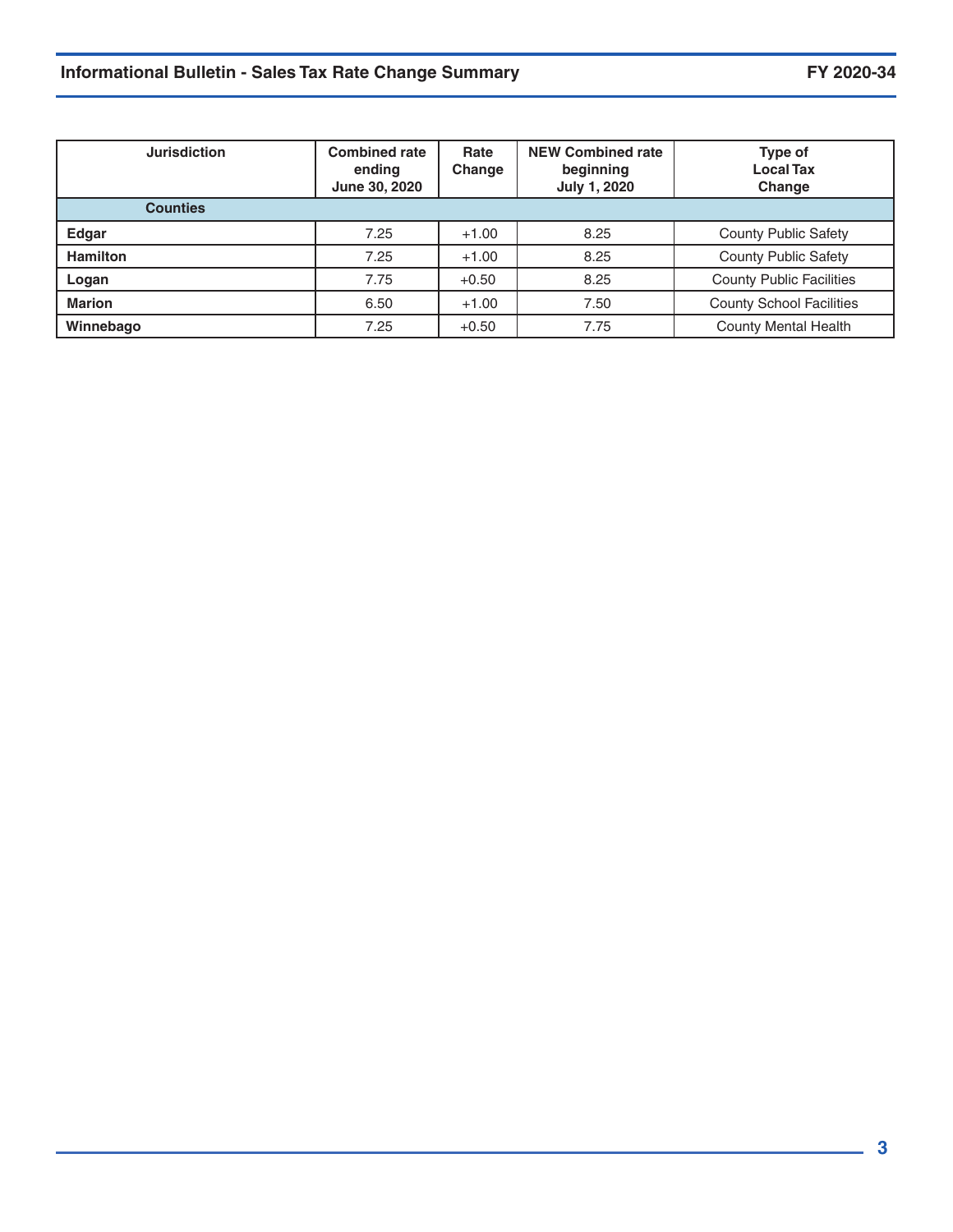| Jurisdiction | Combined rate ending June 30, 2020 | Rate Change | NEW Combined rate beginning July 1, 2020 | Type of Local Tax Change |
|---|---|---|---|---|
| **Counties** | | | | |
| **Edgar** | 7.25 | +1.00 | 8.25 | County Public Safety |
| **Hamilton** | 7.25 | +1.00 | 8.25 | County Public Safety |
| **Logan** | 7.75 | +0.50 | 8.25 | County Public Facilities |
| **Marion** | 6.50 | +1.00 | 7.50 | County School Facilities |
| **Winnebago** | 7.25 | +0.50 | 7.75 | County Mental Health |